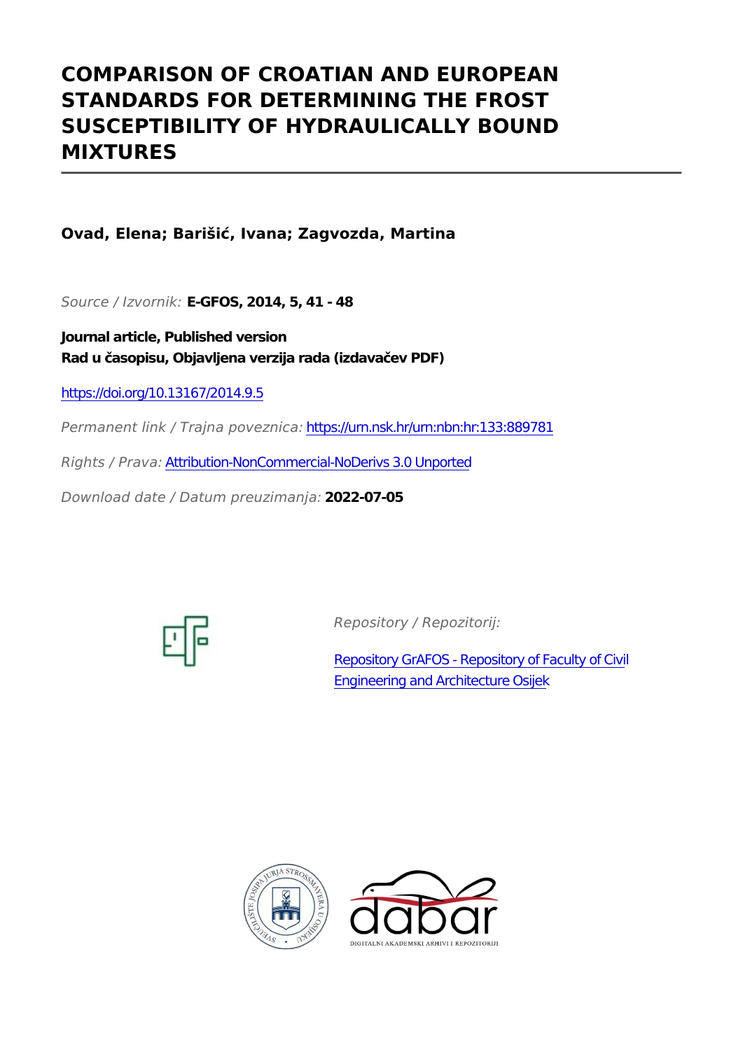# COMPARISON OF CROATIAN AND EUROPEAN STANDARDS FOR DETERMINING THE FROST SUSCEPTIBILITY OF HYDRAULICALLY BOUND MIXTURES

**Ovad, Elena; Barišić, Ivana; Zagvozda, Martina**

*Source / Izvornik:* **E-GFOS, 2014, 5, 41 - 48**

**Journal article, Published version**
**Rad u časopisu, Objavljena verzija rada (izdavačev PDF)**

https://doi.org/10.13167/2014.9.5

*Permanent link / Trajna poveznica:* https://urn.nsk.hr/urn:nbn:hr:133:889781

*Rights / Prava:* Attribution-NonCommercial-NoDerivs 3.0 Unported

*Download date / Datum preuzimanja:* **2022-07-05**

*Repository / Repozitorij:*

Repository GrAFOS - Repository of Faculty of Civil Engineering and Architecture Osijek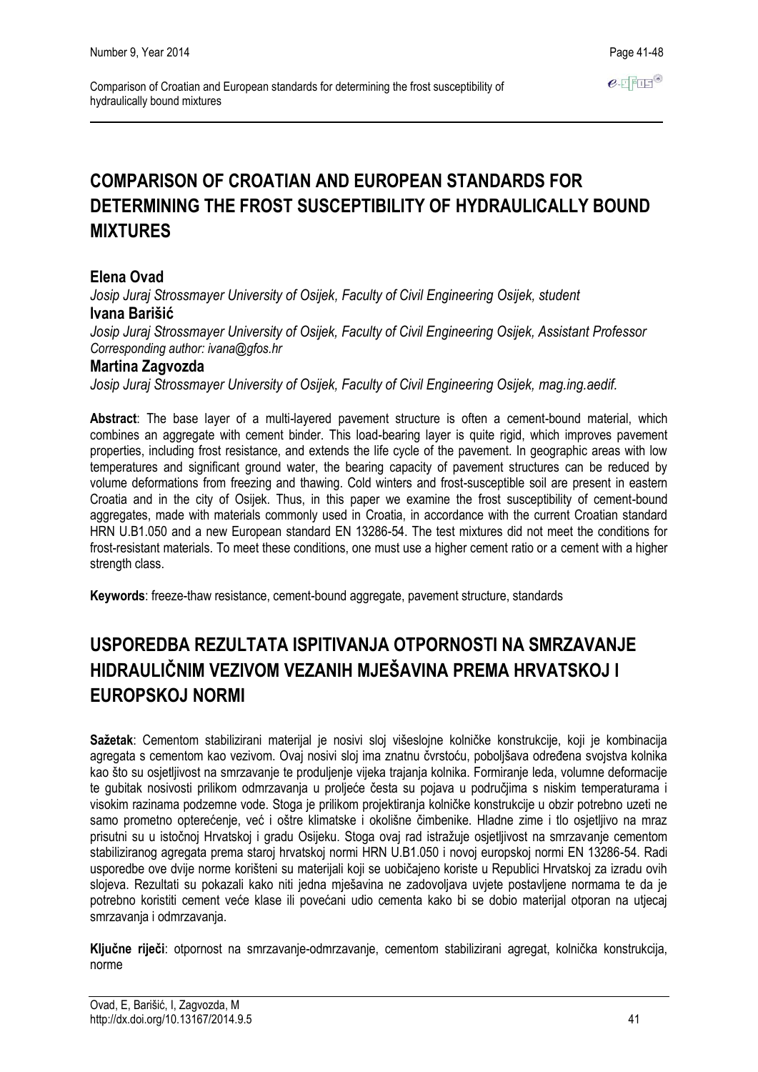# COMPARISON OF CROATIAN AND EUROPEAN STANDARDS FOR DETERMINING THE FROST SUSCEPTIBILITY OF HYDRAULICALLY BOUND MIXTURES

**Elena Ovad**

*Josip Juraj Strossmayer University of Osijek, Faculty of Civil Engineering Osijek, student*

**Ivana Barišić**

*Josip Juraj Strossmayer University of Osijek, Faculty of Civil Engineering Osijek, Assistant Professor*
*Corresponding author: ivana@gfos.hr*

**Martina Zagvozda**

*Josip Juraj Strossmayer University of Osijek, Faculty of Civil Engineering Osijek, mag.ing.aedif.*

**Abstract**: The base layer of a multi-layered pavement structure is often a cement-bound material, which combines an aggregate with cement binder. This load-bearing layer is quite rigid, which improves pavement properties, including frost resistance, and extends the life cycle of the pavement. In geographic areas with low temperatures and significant ground water, the bearing capacity of pavement structures can be reduced by volume deformations from freezing and thawing. Cold winters and frost-susceptible soil are present in eastern Croatia and in the city of Osijek. Thus, in this paper we examine the frost susceptibility of cement-bound aggregates, made with materials commonly used in Croatia, in accordance with the current Croatian standard HRN U.B1.050 and a new European standard EN 13286-54. The test mixtures did not meet the conditions for frost-resistant materials. To meet these conditions, one must use a higher cement ratio or a cement with a higher strength class.

**Keywords**: freeze-thaw resistance, cement-bound aggregate, pavement structure, standards

# USPOREDBA REZULTATA ISPITIVANJA OTPORNOSTI NA SMRZAVANJE HIDRAULIČNIM VEZIVOM VEZANIH MJEŠAVINA PREMA HRVATSKOJ I EUROPSKOJ NORMI

**Sažetak**: Cementom stabilizirani materijal je nosivi sloj višeslojne kolničke konstrukcije, koji je kombinacija agregata s cementom kao vezivom. Ovaj nosivi sloj ima znatnu čvrstoću, poboljšava određena svojstva kolnika kao što su osjetljivost na smrzavanje te produljenje vijeka trajanja kolnika. Formiranje leda, volumne deformacije te gubitak nosivosti prilikom odmrzavanja u proljeće česta su pojava u područjima s niskim temperaturama i visokim razinama podzemne vode. Stoga je prilikom projektiranja kolničke konstrukcije u obzir potrebno uzeti ne samo prometno opterećenje, već i oštre klimatske i okolišne čimbenike. Hladne zime i tlo osjetljivo na mraz prisutni su u istočnoj Hrvatskoj i gradu Osijeku. Stoga ovaj rad istražuje osjetljivost na smrzavanje cementom stabiliziranog agregata prema staroj hrvatskoj normi HRN U.B1.050 i novoj europskoj normi EN 13286-54. Radi usporedbe ove dvije norme korišteni su materijali koji se uobičajeno koriste u Republici Hrvatskoj za izradu ovih slojeva. Rezultati su pokazali kako niti jedna mješavina ne zadovoljava uvjete postavljene normama te da je potrebno koristiti cement veće klase ili povećani udio cementa kako bi se dobio materijal otporan na utjecaj smrzavanja i odmrzavanja.

**Ključne riječi**: otpornost na smrzavanje-odmrzavanje, cementom stabilizirani agregat, kolnička konstrukcija, norme

Ovad, E, Barišić, I, Zagvozda, M
http://dx.doi.org/10.13167/2014.9.5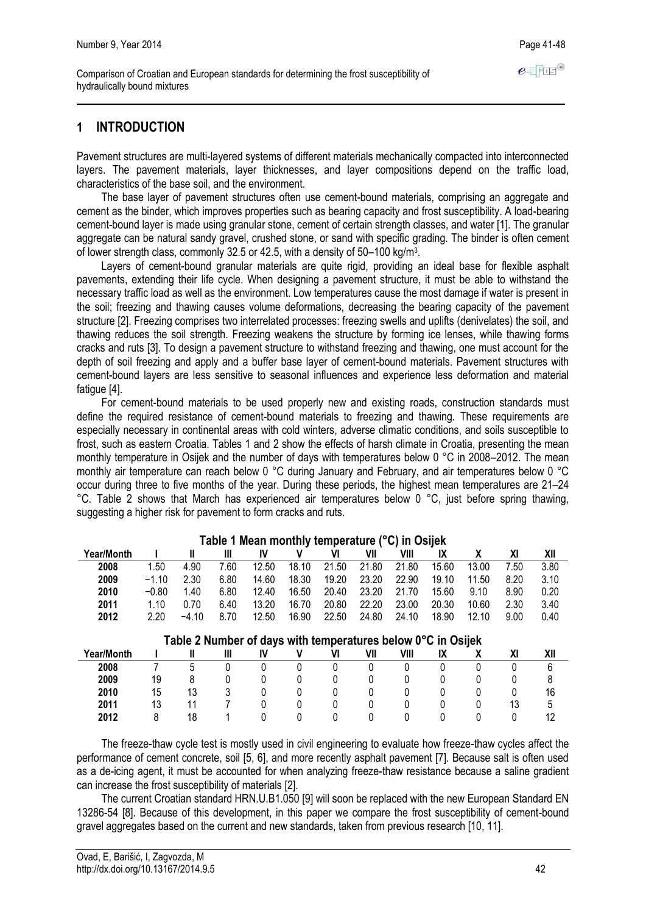## 1 INTRODUCTION

Pavement structures are multi-layered systems of different materials mechanically compacted into interconnected layers. The pavement materials, layer thicknesses, and layer compositions depend on the traffic load, characteristics of the base soil, and the environment.

The base layer of pavement structures often use cement-bound materials, comprising an aggregate and cement as the binder, which improves properties such as bearing capacity and frost susceptibility. A load-bearing cement-bound layer is made using granular stone, cement of certain strength classes, and water [1]. The granular aggregate can be natural sandy gravel, crushed stone, or sand with specific grading. The binder is often cement of lower strength class, commonly 32.5 or 42.5, with a density of 50–100 kg/m$^3$.

Layers of cement-bound granular materials are quite rigid, providing an ideal base for flexible asphalt pavements, extending their life cycle. When designing a pavement structure, it must be able to withstand the necessary traffic load as well as the environment. Low temperatures cause the most damage if water is present in the soil; freezing and thawing causes volume deformations, decreasing the bearing capacity of the pavement structure [2]. Freezing comprises two interrelated processes: freezing swells and uplifts (denivelates) the soil, and thawing reduces the soil strength. Freezing weakens the structure by forming ice lenses, while thawing forms cracks and ruts [3]. To design a pavement structure to withstand freezing and thawing, one must account for the depth of soil freezing and apply and a buffer base layer of cement-bound materials. Pavement structures with cement-bound layers are less sensitive to seasonal influences and experience less deformation and material fatigue [4].

For cement-bound materials to be used properly new and existing roads, construction standards must define the required resistance of cement-bound materials to freezing and thawing. These requirements are especially necessary in continental areas with cold winters, adverse climatic conditions, and soils susceptible to frost, such as eastern Croatia. Tables 1 and 2 show the effects of harsh climate in Croatia, presenting the mean monthly temperature in Osijek and the number of days with temperatures below 0 °C in 2008–2012. The mean monthly air temperature can reach below 0 °C during January and February, and air temperatures below 0 °C occur during three to five months of the year. During these periods, the highest mean temperatures are 21–24 °C. Table 2 shows that March has experienced air temperatures below 0 °C, just before spring thawing, suggesting a higher risk for pavement to form cracks and ruts.

**Table 1 Mean monthly temperature (°C) in Osijek**

| Year/Month | I | II | III | IV | V | VI | VII | VIII | IX | X | XI | XII |
|---|---|---|---|---|---|---|---|---|---|---|---|---|
| **2008** | 1.50 | 4.90 | 7.60 | 12.50 | 18.10 | 21.50 | 21.80 | 21.80 | 15.60 | 13.00 | 7.50 | 3.80 |
| **2009** | −1.10 | 2.30 | 6.80 | 14.60 | 18.30 | 19.20 | 23.20 | 22.90 | 19.10 | 11.50 | 8.20 | 3.10 |
| **2010** | −0.80 | 1.40 | 6.80 | 12.40 | 16.50 | 20.40 | 23.20 | 21.70 | 15.60 | 9.10 | 8.90 | 0.20 |
| **2011** | 1.10 | 0.70 | 6.40 | 13.20 | 16.70 | 20.80 | 22.20 | 23.00 | 20.30 | 10.60 | 2.30 | 3.40 |
| **2012** | 2.20 | −4.10 | 8.70 | 12.50 | 16.90 | 22.50 | 24.80 | 24.10 | 18.90 | 12.10 | 9.00 | 0.40 |

**Table 2 Number of days with temperatures below 0°C in Osijek**

| Year/Month | I | II | III | IV | V | VI | VII | VIII | IX | X | XI | XII |
|---|---|---|---|---|---|---|---|---|---|---|---|---|
| **2008** | 7 | 5 | 0 | 0 | 0 | 0 | 0 | 0 | 0 | 0 | 0 | 6 |
| **2009** | 19 | 8 | 0 | 0 | 0 | 0 | 0 | 0 | 0 | 0 | 0 | 8 |
| **2010** | 15 | 13 | 3 | 0 | 0 | 0 | 0 | 0 | 0 | 0 | 0 | 16 |
| **2011** | 13 | 11 | 7 | 0 | 0 | 0 | 0 | 0 | 0 | 0 | 13 | 5 |
| **2012** | 8 | 18 | 1 | 0 | 0 | 0 | 0 | 0 | 0 | 0 | 0 | 12 |

The freeze-thaw cycle test is mostly used in civil engineering to evaluate how freeze-thaw cycles affect the performance of cement concrete, soil [5, 6], and more recently asphalt pavement [7]. Because salt is often used as a de-icing agent, it must be accounted for when analyzing freeze-thaw resistance because a saline gradient can increase the frost susceptibility of materials [2].

The current Croatian standard HRN.U.B1.050 [9] will soon be replaced with the new European Standard EN 13286-54 [8]. Because of this development, in this paper we compare the frost susceptibility of cement-bound gravel aggregates based on the current and new standards, taken from previous research [10, 11].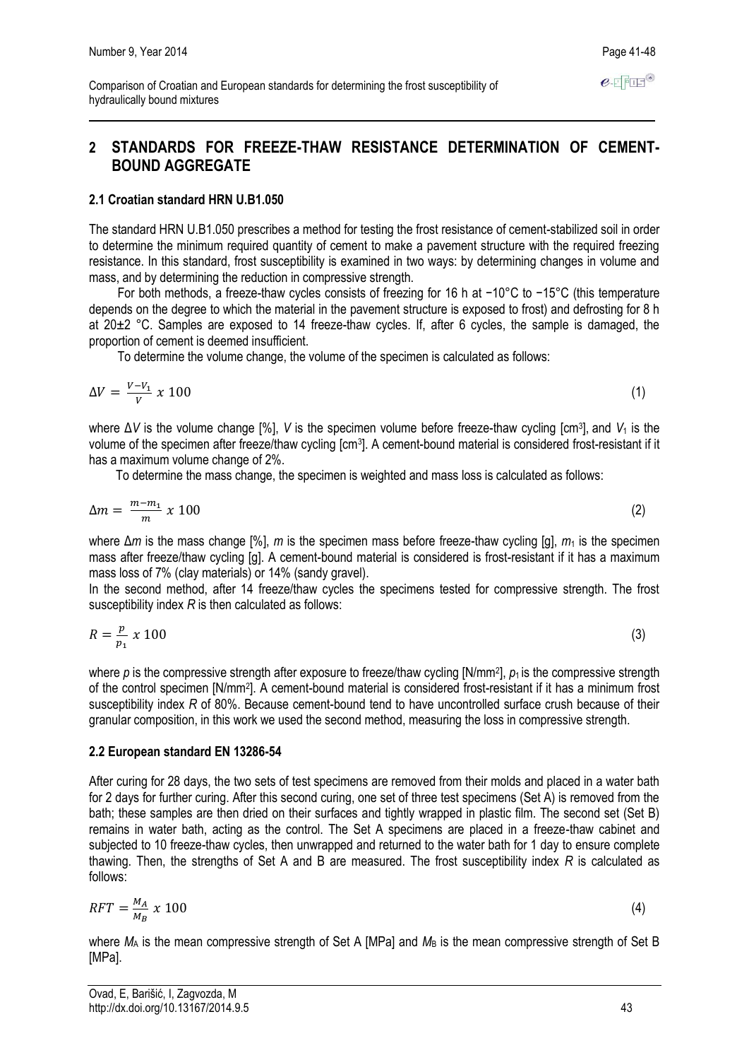## 2 STANDARDS FOR FREEZE-THAW RESISTANCE DETERMINATION OF CEMENT-BOUND AGGREGATE

### 2.1 Croatian standard HRN U.B1.050

The standard HRN U.B1.050 prescribes a method for testing the frost resistance of cement-stabilized soil in order to determine the minimum required quantity of cement to make a pavement structure with the required freezing resistance. In this standard, frost susceptibility is examined in two ways: by determining changes in volume and mass, and by determining the reduction in compressive strength.

For both methods, a freeze-thaw cycles consists of freezing for 16 h at −10°C to −15°C (this temperature depends on the degree to which the material in the pavement structure is exposed to frost) and defrosting for 8 h at 20±2 °C. Samples are exposed to 14 freeze-thaw cycles. If, after 6 cycles, the sample is damaged, the proportion of cement is deemed insufficient.

To determine the volume change, the volume of the specimen is calculated as follows:

$$\Delta V = \frac{V - V_1}{V} \; x \; 100 \tag{1}$$

where $\Delta V$ is the volume change [%], $V$ is the specimen volume before freeze-thaw cycling [cm$^3$], and $V_1$ is the volume of the specimen after freeze/thaw cycling [cm$^3$]. A cement-bound material is considered frost-resistant if it has a maximum volume change of 2%.

To determine the mass change, the specimen is weighted and mass loss is calculated as follows:

$$\Delta m = \frac{m - m_1}{m} \; x \; 100 \tag{2}$$

where $\Delta m$ is the mass change [%], $m$ is the specimen mass before freeze-thaw cycling [g], $m_1$ is the specimen mass after freeze/thaw cycling [g]. A cement-bound material is considered is frost-resistant if it has a maximum mass loss of 7% (clay materials) or 14% (sandy gravel).

In the second method, after 14 freeze/thaw cycles the specimens tested for compressive strength. The frost susceptibility index $R$ is then calculated as follows:

$$R = \frac{p}{p_1} \; x \; 100 \tag{3}$$

where $p$ is the compressive strength after exposure to freeze/thaw cycling [N/mm$^2$], $p_1$ is the compressive strength of the control specimen [N/mm$^2$]. A cement-bound material is considered frost-resistant if it has a minimum frost susceptibility index $R$ of 80%. Because cement-bound tend to have uncontrolled surface crush because of their granular composition, in this work we used the second method, measuring the loss in compressive strength.

### 2.2 European standard EN 13286-54

After curing for 28 days, the two sets of test specimens are removed from their molds and placed in a water bath for 2 days for further curing. After this second curing, one set of three test specimens (Set A) is removed from the bath; these samples are then dried on their surfaces and tightly wrapped in plastic film. The second set (Set B) remains in water bath, acting as the control. The Set A specimens are placed in a freeze-thaw cabinet and subjected to 10 freeze-thaw cycles, then unwrapped and returned to the water bath for 1 day to ensure complete thawing. Then, the strengths of Set A and B are measured. The frost susceptibility index $R$ is calculated as follows:

$$RFT = \frac{M_A}{M_B} \; x \; 100 \tag{4}$$

where $M_A$ is the mean compressive strength of Set A [MPa] and $M_B$ is the mean compressive strength of Set B [MPa].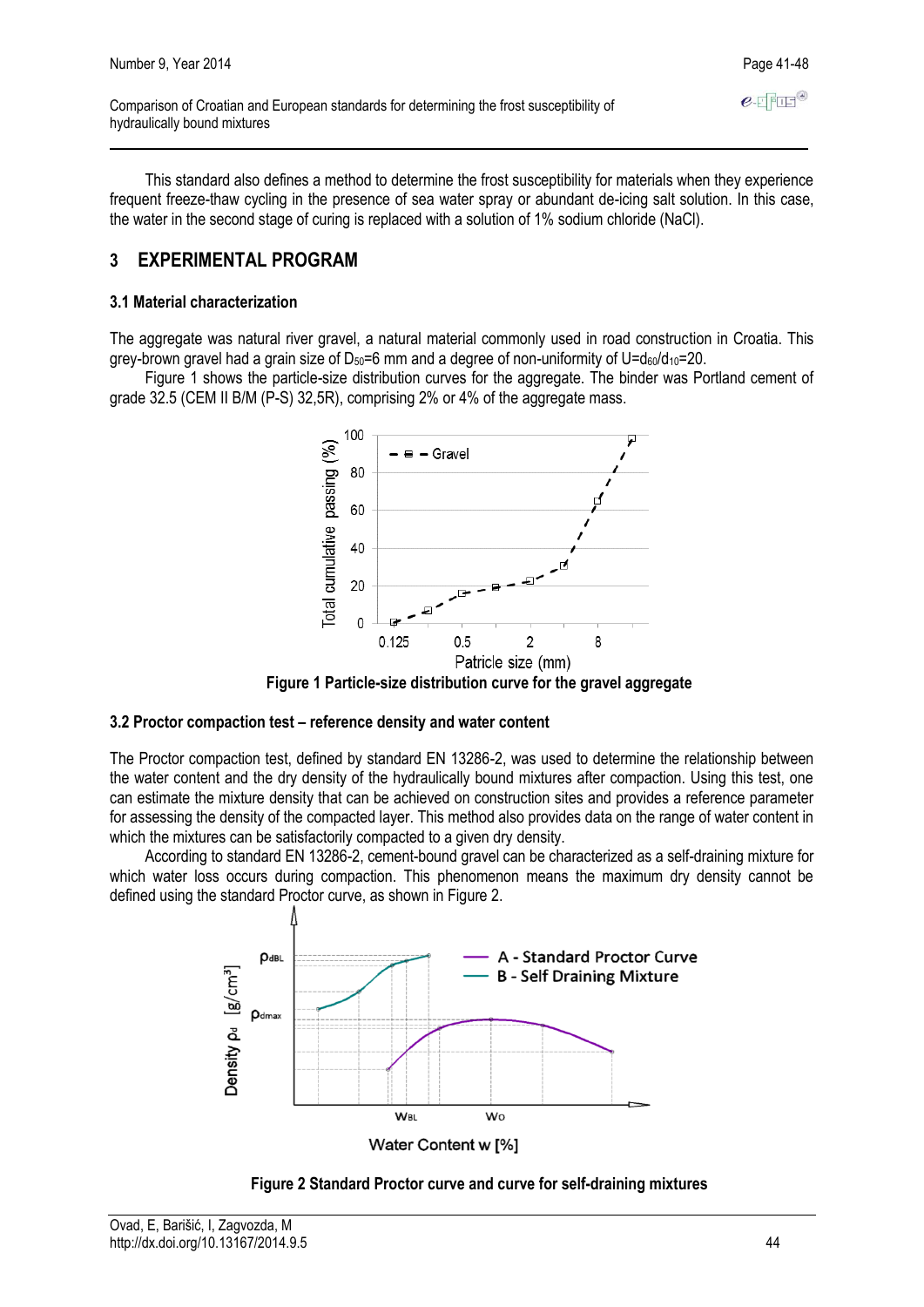This standard also defines a method to determine the frost susceptibility for materials when they experience frequent freeze-thaw cycling in the presence of sea water spray or abundant de-icing salt solution. In this case, the water in the second stage of curing is replaced with a solution of 1% sodium chloride (NaCl).

## 3 EXPERIMENTAL PROGRAM

### 3.1 Material characterization

The aggregate was natural river gravel, a natural material commonly used in road construction in Croatia. This grey-brown gravel had a grain size of $D_{50}$=6 mm and a degree of non-uniformity of $U=d_{60}/d_{10}$=20.

Figure 1 shows the particle-size distribution curves for the aggregate. The binder was Portland cement of grade 32.5 (CEM II B/M (P-S) 32,5R), comprising 2% or 4% of the aggregate mass.

**Figure 1 Particle-size distribution curve for the gravel aggregate**

### 3.2 Proctor compaction test – reference density and water content

The Proctor compaction test, defined by standard EN 13286-2, was used to determine the relationship between the water content and the dry density of the hydraulically bound mixtures after compaction. Using this test, one can estimate the mixture density that can be achieved on construction sites and provides a reference parameter for assessing the density of the compacted layer. This method also provides data on the range of water content in which the mixtures can be satisfactorily compacted to a given dry density.

According to standard EN 13286-2, cement-bound gravel can be characterized as a self-draining mixture for which water loss occurs during compaction. This phenomenon means the maximum dry density cannot be defined using the standard Proctor curve, as shown in Figure 2.

**Figure 2 Standard Proctor curve and curve for self-draining mixtures**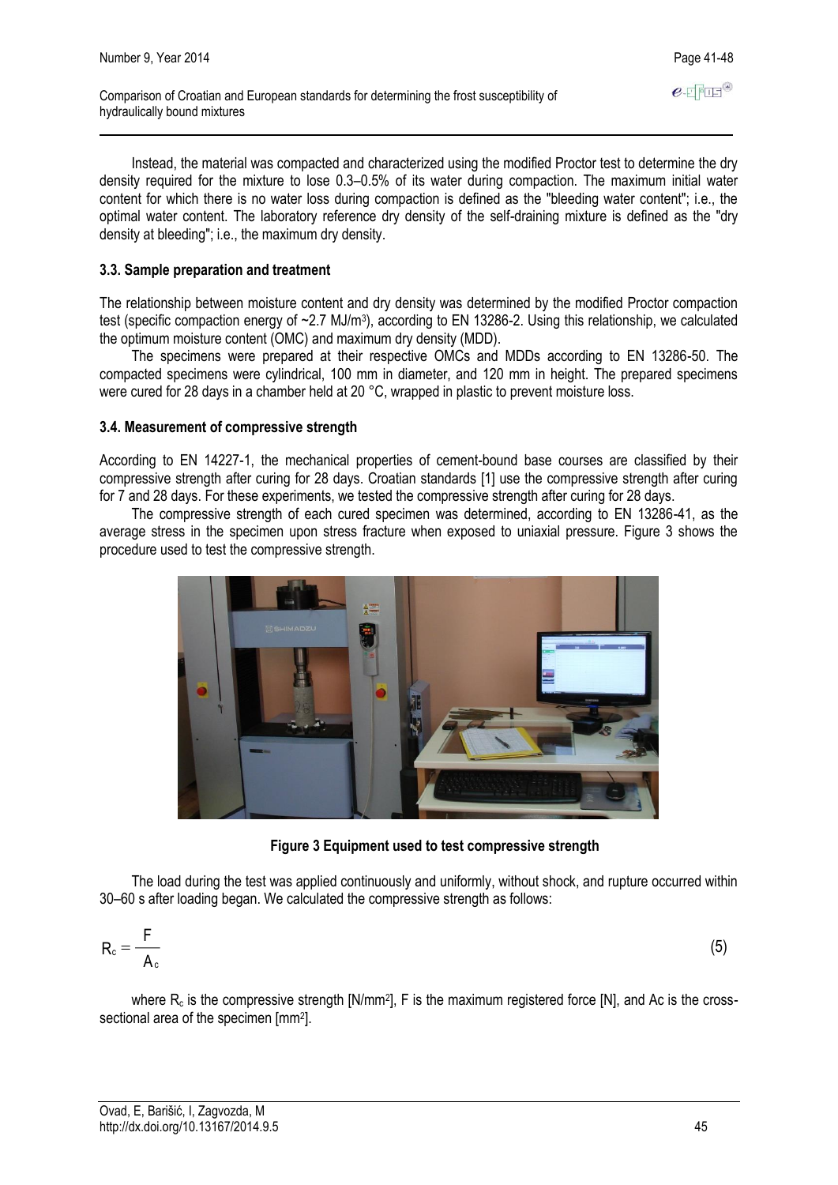Instead, the material was compacted and characterized using the modified Proctor test to determine the dry density required for the mixture to lose 0.3–0.5% of its water during compaction. The maximum initial water content for which there is no water loss during compaction is defined as the "bleeding water content"; i.e., the optimal water content. The laboratory reference dry density of the self-draining mixture is defined as the "dry density at bleeding"; i.e., the maximum dry density.

### 3.3. Sample preparation and treatment

The relationship between moisture content and dry density was determined by the modified Proctor compaction test (specific compaction energy of ~2.7 MJ/m$^3$), according to EN 13286-2. Using this relationship, we calculated the optimum moisture content (OMC) and maximum dry density (MDD).

The specimens were prepared at their respective OMCs and MDDs according to EN 13286-50. The compacted specimens were cylindrical, 100 mm in diameter, and 120 mm in height. The prepared specimens were cured for 28 days in a chamber held at 20 °C, wrapped in plastic to prevent moisture loss.

### 3.4. Measurement of compressive strength

According to EN 14227-1, the mechanical properties of cement-bound base courses are classified by their compressive strength after curing for 28 days. Croatian standards [1] use the compressive strength after curing for 7 and 28 days. For these experiments, we tested the compressive strength after curing for 28 days.

The compressive strength of each cured specimen was determined, according to EN 13286-41, as the average stress in the specimen upon stress fracture when exposed to uniaxial pressure. Figure 3 shows the procedure used to test the compressive strength.

**Figure 3 Equipment used to test compressive strength**

The load during the test was applied continuously and uniformly, without shock, and rupture occurred within 30–60 s after loading began. We calculated the compressive strength as follows:

$$R_c = \frac{F}{A_c} \tag{5}$$

where $R_c$ is the compressive strength [N/mm$^2$], F is the maximum registered force [N], and Ac is the cross-sectional area of the specimen [mm$^2$].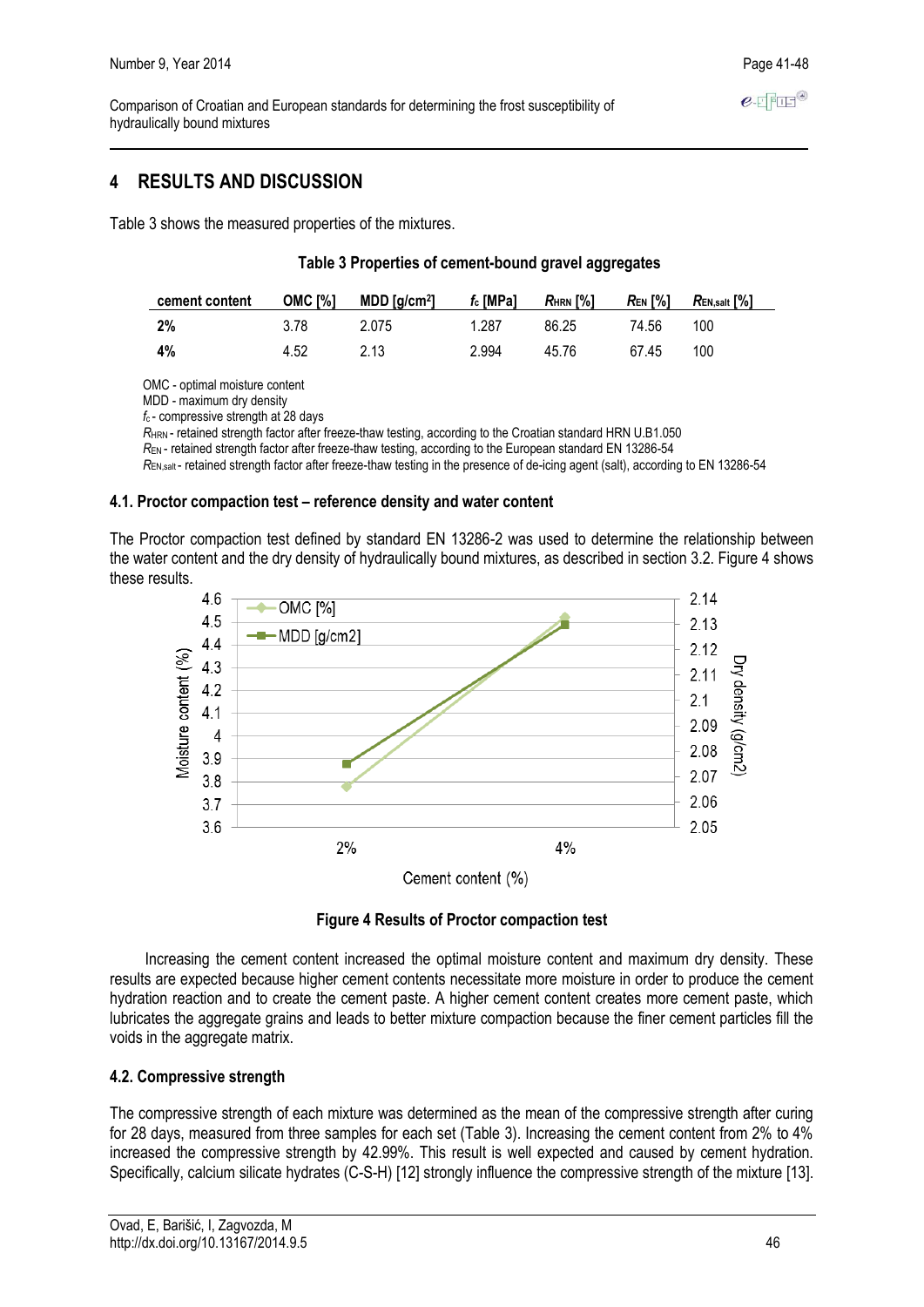## 4 RESULTS AND DISCUSSION

Table 3 shows the measured properties of the mixtures.

**Table 3 Properties of cement-bound gravel aggregates**

| cement content | OMC [%] | MDD [g/cm$^2$] | $f_c$ [MPa] | $R_{HRN}$ [%] | $R_{EN}$ [%] | $R_{EN,salt}$ [%] |
|---|---|---|---|---|---|---|
| **2%** | 3.78 | 2.075 | 1.287 | 86.25 | 74.56 | 100 |
| **4%** | 4.52 | 2.13 | 2.994 | 45.76 | 67.45 | 100 |

OMC - optimal moisture content
MDD - maximum dry density
$f_c$ - compressive strength at 28 days
$R_{HRN}$ - retained strength factor after freeze-thaw testing, according to the Croatian standard HRN U.B1.050
$R_{EN}$ - retained strength factor after freeze-thaw testing, according to the European standard EN 13286-54
$R_{EN,salt}$ - retained strength factor after freeze-thaw testing in the presence of de-icing agent (salt), according to EN 13286-54

### 4.1. Proctor compaction test – reference density and water content

The Proctor compaction test defined by standard EN 13286-2 was used to determine the relationship between the water content and the dry density of hydraulically bound mixtures, as described in section 3.2. Figure 4 shows these results.

**Figure 4 Results of Proctor compaction test**

Increasing the cement content increased the optimal moisture content and maximum dry density. These results are expected because higher cement contents necessitate more moisture in order to produce the cement hydration reaction and to create the cement paste. A higher cement content creates more cement paste, which lubricates the aggregate grains and leads to better mixture compaction because the finer cement particles fill the voids in the aggregate matrix.

### 4.2. Compressive strength

The compressive strength of each mixture was determined as the mean of the compressive strength after curing for 28 days, measured from three samples for each set (Table 3). Increasing the cement content from 2% to 4% increased the compressive strength by 42.99%. This result is well expected and caused by cement hydration. Specifically, calcium silicate hydrates (C-S-H) [12] strongly influence the compressive strength of the mixture [13].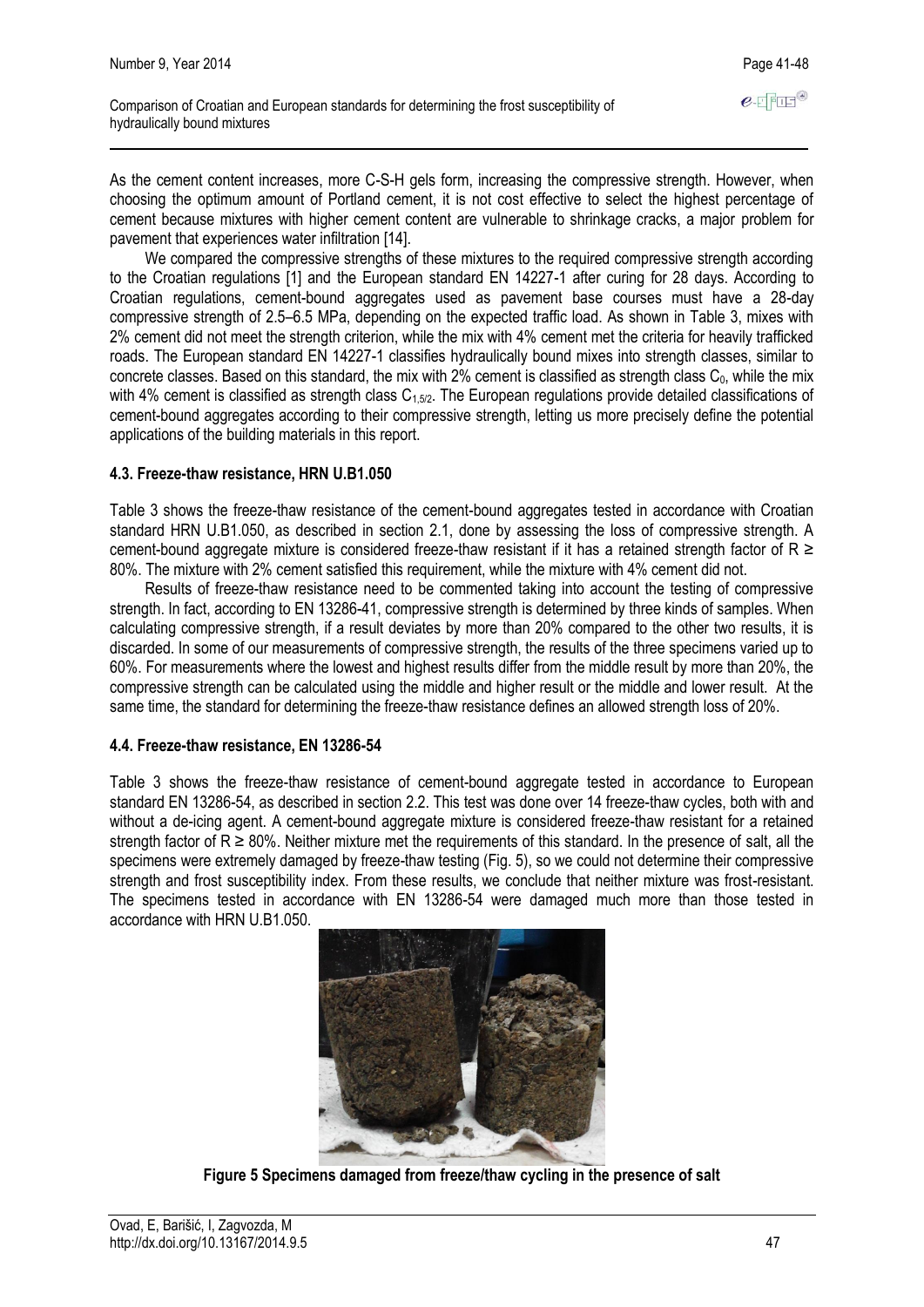As the cement content increases, more C-S-H gels form, increasing the compressive strength. However, when choosing the optimum amount of Portland cement, it is not cost effective to select the highest percentage of cement because mixtures with higher cement content are vulnerable to shrinkage cracks, a major problem for pavement that experiences water infiltration [14].

We compared the compressive strengths of these mixtures to the required compressive strength according to the Croatian regulations [1] and the European standard EN 14227-1 after curing for 28 days. According to Croatian regulations, cement-bound aggregates used as pavement base courses must have a 28-day compressive strength of 2.5–6.5 MPa, depending on the expected traffic load. As shown in Table 3, mixes with 2% cement did not meet the strength criterion, while the mix with 4% cement met the criteria for heavily trafficked roads. The European standard EN 14227-1 classifies hydraulically bound mixes into strength classes, similar to concrete classes. Based on this standard, the mix with 2% cement is classified as strength class $C_0$, while the mix with 4% cement is classified as strength class $C_{1,5/2}$. The European regulations provide detailed classifications of cement-bound aggregates according to their compressive strength, letting us more precisely define the potential applications of the building materials in this report.

### 4.3. Freeze-thaw resistance, HRN U.B1.050

Table 3 shows the freeze-thaw resistance of the cement-bound aggregates tested in accordance with Croatian standard HRN U.B1.050, as described in section 2.1, done by assessing the loss of compressive strength. A cement-bound aggregate mixture is considered freeze-thaw resistant if it has a retained strength factor of $R \geq 80\%$. The mixture with 2% cement satisfied this requirement, while the mixture with 4% cement did not.

Results of freeze-thaw resistance need to be commented taking into account the testing of compressive strength. In fact, according to EN 13286-41, compressive strength is determined by three kinds of samples. When calculating compressive strength, if a result deviates by more than 20% compared to the other two results, it is discarded. In some of our measurements of compressive strength, the results of the three specimens varied up to 60%. For measurements where the lowest and highest results differ from the middle result by more than 20%, the compressive strength can be calculated using the middle and higher result or the middle and lower result. At the same time, the standard for determining the freeze-thaw resistance defines an allowed strength loss of 20%.

### 4.4. Freeze-thaw resistance, EN 13286-54

Table 3 shows the freeze-thaw resistance of cement-bound aggregate tested in accordance to European standard EN 13286-54, as described in section 2.2. This test was done over 14 freeze-thaw cycles, both with and without a de-icing agent. A cement-bound aggregate mixture is considered freeze-thaw resistant for a retained strength factor of $R \geq 80\%$. Neither mixture met the requirements of this standard. In the presence of salt, all the specimens were extremely damaged by freeze-thaw testing (Fig. 5), so we could not determine their compressive strength and frost susceptibility index. From these results, we conclude that neither mixture was frost-resistant. The specimens tested in accordance with EN 13286-54 were damaged much more than those tested in accordance with HRN U.B1.050.

**Figure 5 Specimens damaged from freeze/thaw cycling in the presence of salt**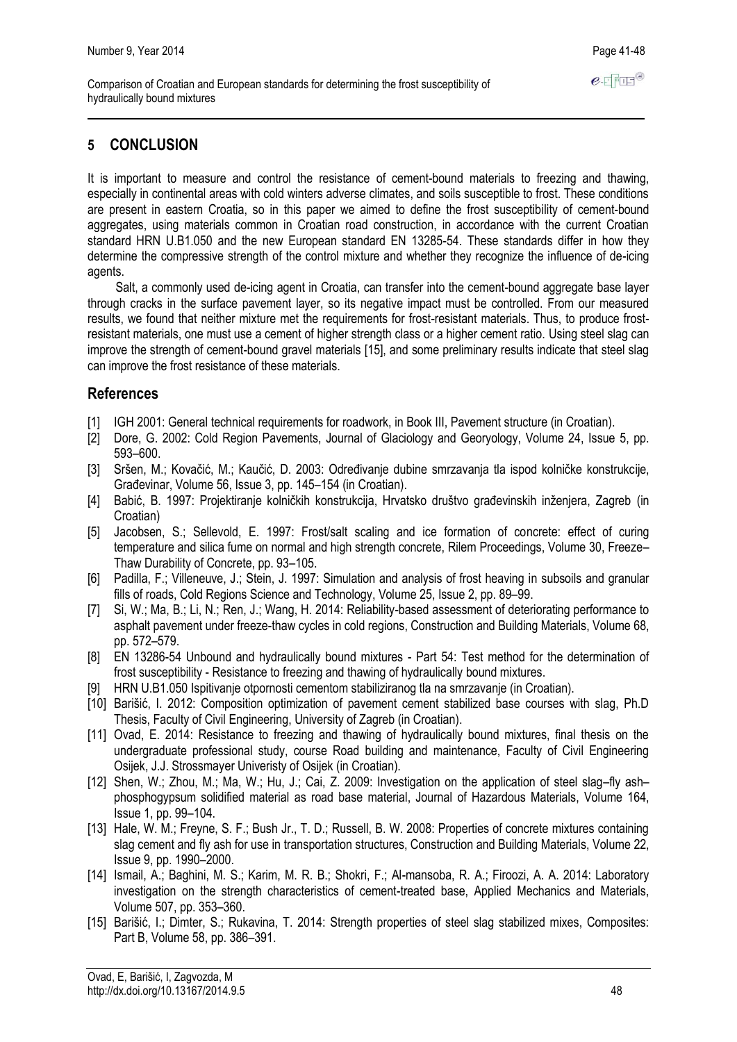## 5 CONCLUSION

It is important to measure and control the resistance of cement-bound materials to freezing and thawing, especially in continental areas with cold winters adverse climates, and soils susceptible to frost. These conditions are present in eastern Croatia, so in this paper we aimed to define the frost susceptibility of cement-bound aggregates, using materials common in Croatian road construction, in accordance with the current Croatian standard HRN U.B1.050 and the new European standard EN 13285-54. These standards differ in how they determine the compressive strength of the control mixture and whether they recognize the influence of de-icing agents.

Salt, a commonly used de-icing agent in Croatia, can transfer into the cement-bound aggregate base layer through cracks in the surface pavement layer, so its negative impact must be controlled. From our measured results, we found that neither mixture met the requirements for frost-resistant materials. Thus, to produce frost-resistant materials, one must use a cement of higher strength class or a higher cement ratio. Using steel slag can improve the strength of cement-bound gravel materials [15], and some preliminary results indicate that steel slag can improve the frost resistance of these materials.

## References

[1] IGH 2001: General technical requirements for roadwork, in Book III, Pavement structure (in Croatian).

[2] Dore, G. 2002: Cold Region Pavements, Journal of Glaciology and Georyology, Volume 24, Issue 5, pp. 593–600.

[3] Sršen, M.; Kovačić, M.; Kaučić, D. 2003: Određivanje dubine smrzavanja tla ispod kolničke konstrukcije, Građevinar, Volume 56, Issue 3, pp. 145–154 (in Croatian).

[4] Babić, B. 1997: Projektiranje kolničkih konstrukcija, Hrvatsko društvo građevinskih inženjera, Zagreb (in Croatian)

[5] Jacobsen, S.; Sellevold, E. 1997: Frost/salt scaling and ice formation of concrete: effect of curing temperature and silica fume on normal and high strength concrete, Rilem Proceedings, Volume 30, Freeze–Thaw Durability of Concrete, pp. 93–105.

[6] Padilla, F.; Villeneuve, J.; Stein, J. 1997: Simulation and analysis of frost heaving in subsoils and granular fills of roads, Cold Regions Science and Technology, Volume 25, Issue 2, pp. 89–99.

[7] Si, W.; Ma, B.; Li, N.; Ren, J.; Wang, H. 2014: Reliability-based assessment of deteriorating performance to asphalt pavement under freeze-thaw cycles in cold regions, Construction and Building Materials, Volume 68, pp. 572–579.

[8] EN 13286-54 Unbound and hydraulically bound mixtures - Part 54: Test method for the determination of frost susceptibility - Resistance to freezing and thawing of hydraulically bound mixtures.

[9] HRN U.B1.050 Ispitivanje otpornosti cementom stabiliziranog tla na smrzavanje (in Croatian).

[10] Barišić, I. 2012: Composition optimization of pavement cement stabilized base courses with slag, Ph.D Thesis, Faculty of Civil Engineering, University of Zagreb (in Croatian).

[11] Ovad, E. 2014: Resistance to freezing and thawing of hydraulically bound mixtures, final thesis on the undergraduate professional study, course Road building and maintenance, Faculty of Civil Engineering Osijek, J.J. Strossmayer Univeristy of Osijek (in Croatian).

[12] Shen, W.; Zhou, M.; Ma, W.; Hu, J.; Cai, Z. 2009: Investigation on the application of steel slag–fly ash–phosphogypsum solidified material as road base material, Journal of Hazardous Materials, Volume 164, Issue 1, pp. 99–104.

[13] Hale, W. M.; Freyne, S. F.; Bush Jr., T. D.; Russell, B. W. 2008: Properties of concrete mixtures containing slag cement and fly ash for use in transportation structures, Construction and Building Materials, Volume 22, Issue 9, pp. 1990–2000.

[14] Ismail, A.; Baghini, M. S.; Karim, M. R. B.; Shokri, F.; Al-mansoba, R. A.; Firoozi, A. A. 2014: Laboratory investigation on the strength characteristics of cement-treated base, Applied Mechanics and Materials, Volume 507, pp. 353–360.

[15] Barišić, I.; Dimter, S.; Rukavina, T. 2014: Strength properties of steel slag stabilized mixes, Composites: Part B, Volume 58, pp. 386–391.